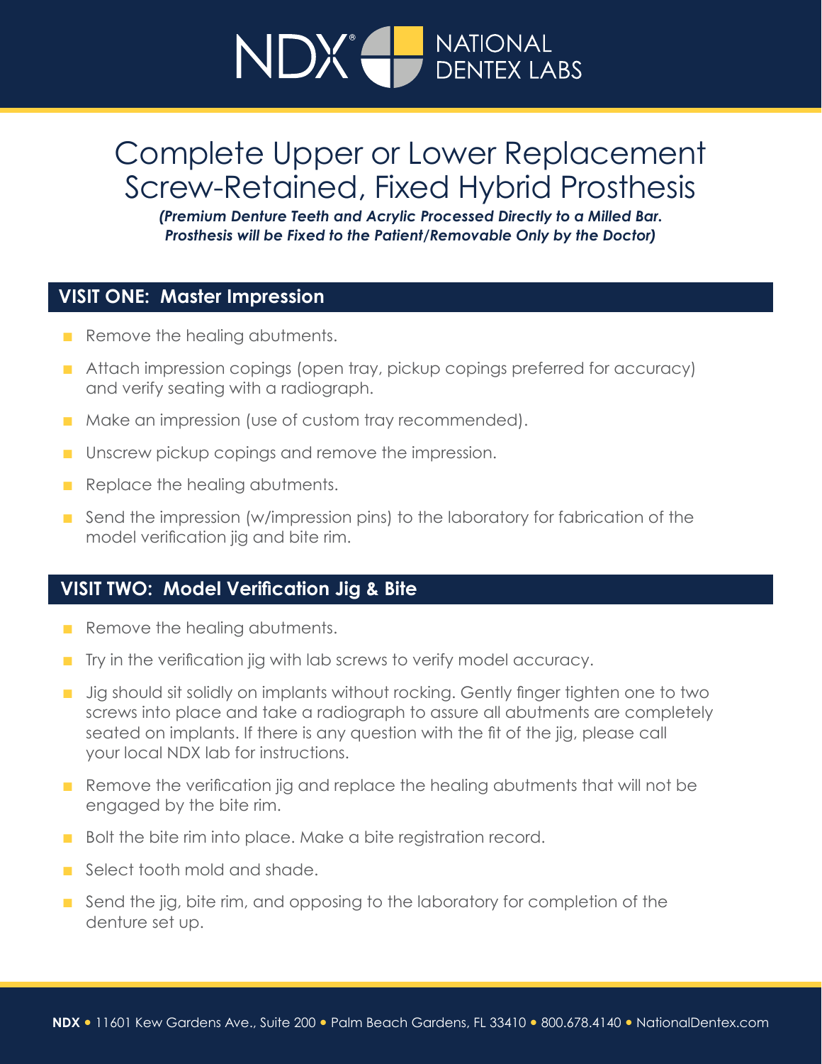# NDX® NATIONAL DENTEX LABS

# Complete Upper or Lower Replacement Screw-Retained, Fixed Hybrid Prosthesis

***(Premium Denture Teeth and Acrylic Processed Directly to a Milled Bar. Prosthesis will be Fixed to the Patient/Removable Only by the Doctor)***

## VISIT ONE: Master Impression

- Remove the healing abutments.
- Attach impression copings (open tray, pickup copings preferred for accuracy) and verify seating with a radiograph.
- Make an impression (use of custom tray recommended).
- Unscrew pickup copings and remove the impression.
- Replace the healing abutments.
- Send the impression (w/impression pins) to the laboratory for fabrication of the model verification jig and bite rim.

## VISIT TWO: Model Verification Jig & Bite

- Remove the healing abutments.
- Try in the verification jig with lab screws to verify model accuracy.
- Jig should sit solidly on implants without rocking. Gently finger tighten one to two screws into place and take a radiograph to assure all abutments are completely seated on implants. If there is any question with the fit of the jig, please call your local NDX lab for instructions.
- Remove the verification jig and replace the healing abutments that will not be engaged by the bite rim.
- Bolt the bite rim into place. Make a bite registration record.
- Select tooth mold and shade.
- Send the jig, bite rim, and opposing to the laboratory for completion of the denture set up.

**NDX** • 11601 Kew Gardens Ave., Suite 200 • Palm Beach Gardens, FL 33410 • 800.678.4140 • NationalDentex.com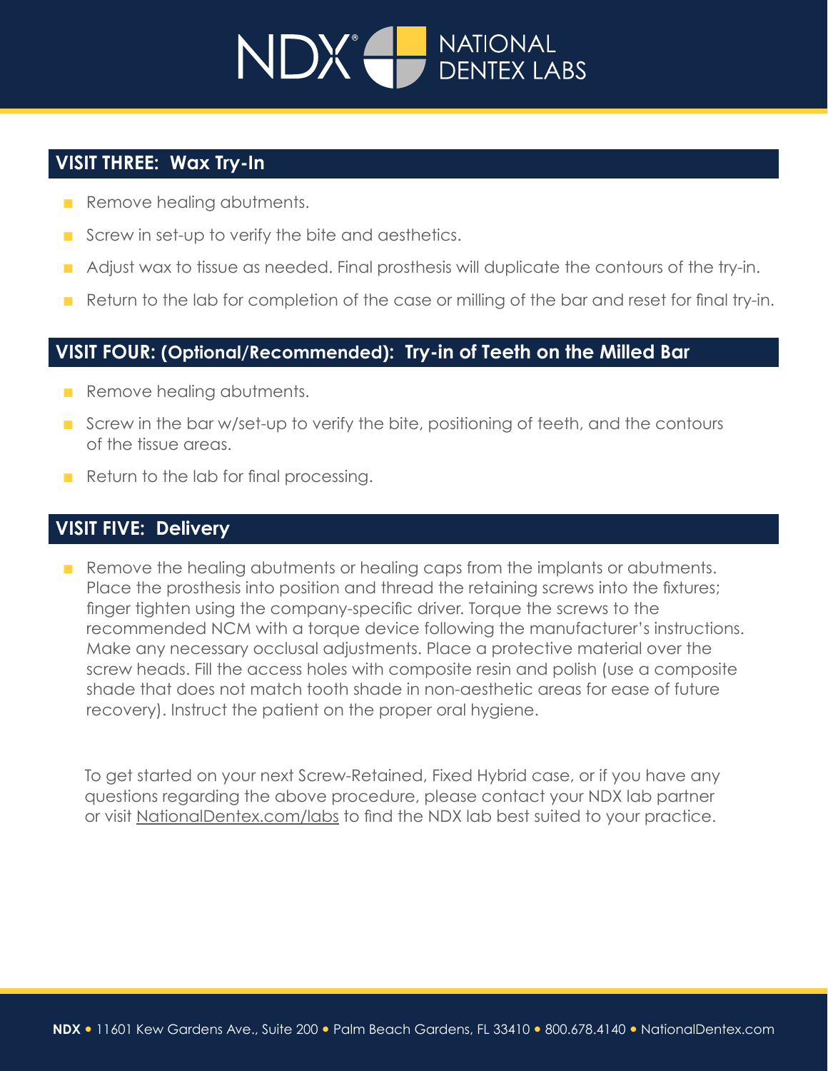## VISIT THREE: Wax Try-In

- Remove healing abutments.
- Screw in set-up to verify the bite and aesthetics.
- Adjust wax to tissue as needed. Final prosthesis will duplicate the contours of the try-in.
- Return to the lab for completion of the case or milling of the bar and reset for final try-in.

## VISIT FOUR: (Optional/Recommended): Try-in of Teeth on the Milled Bar

- Remove healing abutments.
- Screw in the bar w/set-up to verify the bite, positioning of teeth, and the contours of the tissue areas.
- Return to the lab for final processing.

## VISIT FIVE: Delivery

- Remove the healing abutments or healing caps from the implants or abutments. Place the prosthesis into position and thread the retaining screws into the fixtures; finger tighten using the company-specific driver. Torque the screws to the recommended NCM with a torque device following the manufacturer's instructions. Make any necessary occlusal adjustments. Place a protective material over the screw heads. Fill the access holes with composite resin and polish (use a composite shade that does not match tooth shade in non-aesthetic areas for ease of future recovery). Instruct the patient on the proper oral hygiene.

To get started on your next Screw-Retained, Fixed Hybrid case, or if you have any questions regarding the above procedure, please contact your NDX lab partner or visit NationalDentex.com/labs to find the NDX lab best suited to your practice.